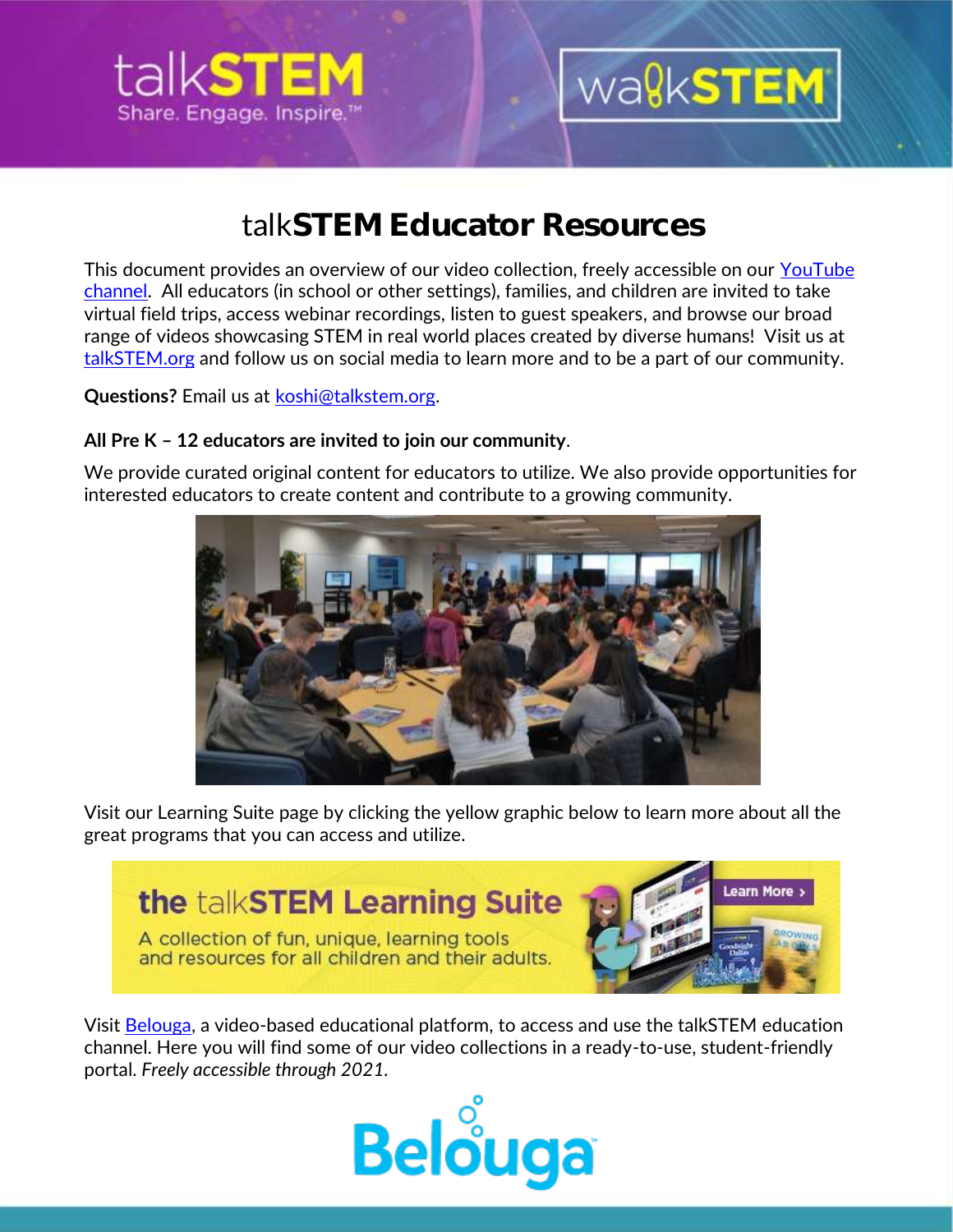# talk**STEM** Educator Resources

This document provides an overview of our video collection, freely accessible on our YouTube channel. All educators (in school or other settings), families, and children are invited to take virtual field trips, access webinar recordings, listen to guest speakers, and browse our broad range of videos showcasing STEM in real world places created by diverse humans! Visit us at talkSTEM.org and follow us on social media to learn more and to be a part of our community.

**Questions?** Email us at koshi@talkstem.org.

**All Pre K – 12 educators are invited to join our community**.

We provide curated original content for educators to utilize. We also provide opportunities for interested educators to create content and contribute to a growing community.

Visit our Learning Suite page by clicking the yellow graphic below to learn more about all the great programs that you can access and utilize.

Visit Belouga, a video-based educational platform, to access and use the talkSTEM education channel. Here you will find some of our video collections in a ready-to-use, student-friendly portal. *Freely accessible through 2021*.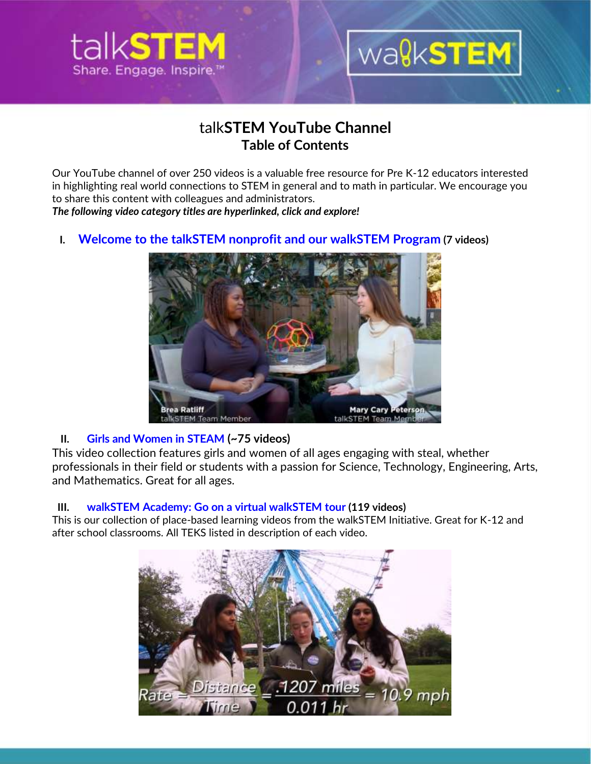# talk**STEM YouTube Channel**

## Table of Contents

Our YouTube channel of over 250 videos is a valuable free resource for Pre K-12 educators interested in highlighting real world connections to STEM in general and to math in particular. We encourage you to share this content with colleagues and administrators.

***The following video category titles are hyperlinked, click and explore!***

I. **Welcome to the talkSTEM nonprofit and our walkSTEM Program** **(7 videos)**

II. **Girls and Women in STEAM** **(~75 videos)**

This video collection features girls and women of all ages engaging with steal, whether professionals in their field or students with a passion for Science, Technology, Engineering, Arts, and Mathematics. Great for all ages.

III. **walkSTEM Academy: Go on a virtual walkSTEM tour** **(119 videos)**

This is our collection of place-based learning videos from the walkSTEM Initiative. Great for K-12 and after school classrooms. All TEKS listed in description of each video.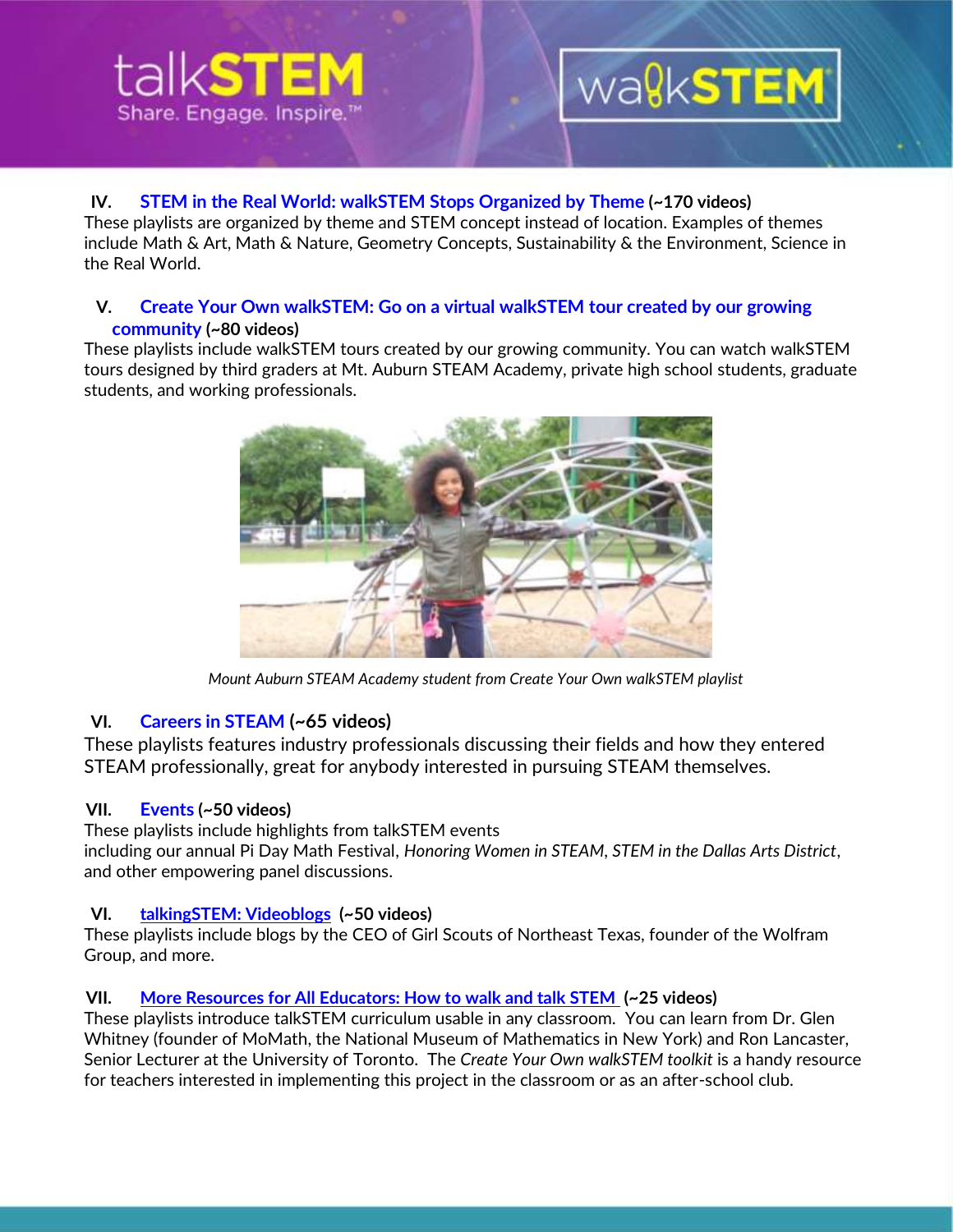## IV. STEM in the Real World: walkSTEM Stops Organized by Theme (~170 videos)

These playlists are organized by theme and STEM concept instead of location. Examples of themes include Math & Art, Math & Nature, Geometry Concepts, Sustainability & the Environment, Science in the Real World.

## V. Create Your Own walkSTEM: Go on a virtual walkSTEM tour created by our growing community (~80 videos)

These playlists include walkSTEM tours created by our growing community. You can watch walkSTEM tours designed by third graders at Mt. Auburn STEAM Academy, private high school students, graduate students, and working professionals.

*Mount Auburn STEAM Academy student from Create Your Own walkSTEM playlist*

## VI. Careers in STEAM (~65 videos)

These playlists features industry professionals discussing their fields and how they entered STEAM professionally, great for anybody interested in pursuing STEAM themselves.

## VII. Events (~50 videos)

These playlists include highlights from talkSTEM events including our annual Pi Day Math Festival, *Honoring Women in STEAM*, *STEM in the Dallas Arts District*, and other empowering panel discussions.

## VI. talkingSTEM: Videoblogs (~50 videos)

These playlists include blogs by the CEO of Girl Scouts of Northeast Texas, founder of the Wolfram Group, and more.

## VII. More Resources for All Educators: How to walk and talk STEM (~25 videos)

These playlists introduce talkSTEM curriculum usable in any classroom. You can learn from Dr. Glen Whitney (founder of MoMath, the National Museum of Mathematics in New York) and Ron Lancaster, Senior Lecturer at the University of Toronto. The *Create Your Own walkSTEM toolkit* is a handy resource for teachers interested in implementing this project in the classroom or as an after-school club.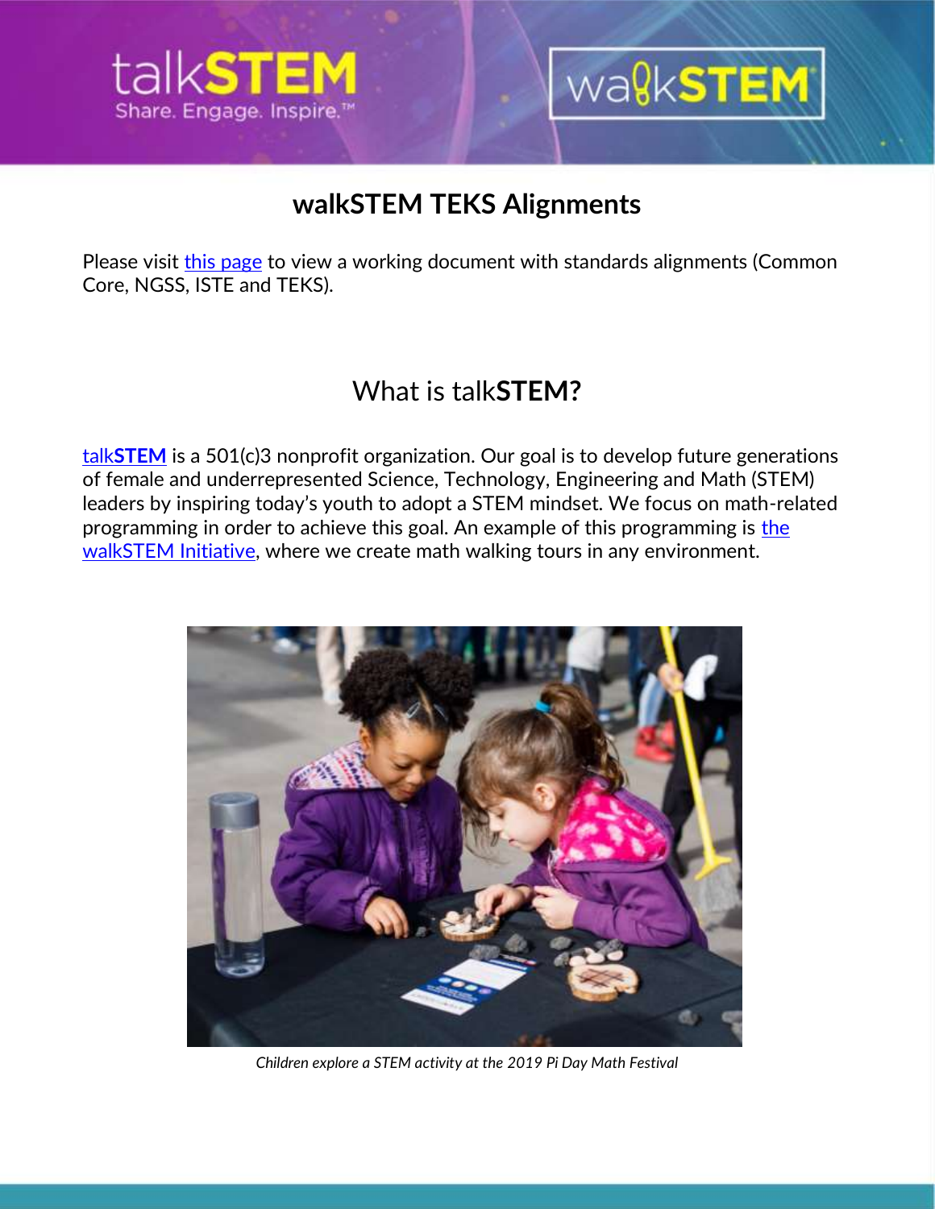# walkSTEM TEKS Alignments

Please visit this page to view a working document with standards alignments (Common Core, NGSS, ISTE and TEKS).

## What is talk**STEM**?

talk**STEM** is a 501(c)3 nonprofit organization. Our goal is to develop future generations of female and underrepresented Science, Technology, Engineering and Math (STEM) leaders by inspiring today's youth to adopt a STEM mindset. We focus on math-related programming in order to achieve this goal. An example of this programming is the walkSTEM Initiative, where we create math walking tours in any environment.

*Children explore a STEM activity at the 2019 Pi Day Math Festival*